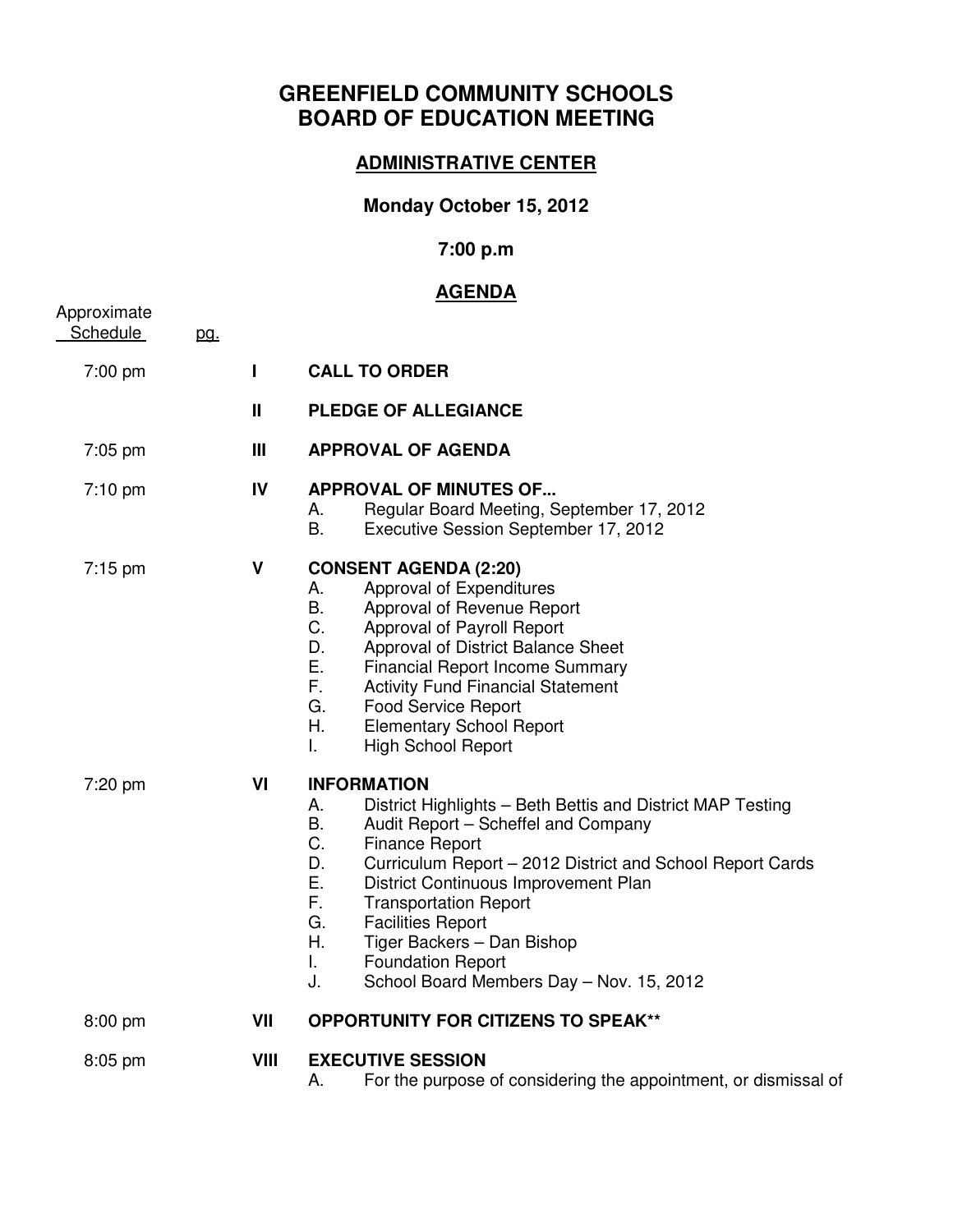# GREENFIELD COMMUNITY SCHOOLS
# BOARD OF EDUCATION MEETING

## ADMINISTRATIVE CENTER

**Monday October 15, 2012**

**7:00 p.m**

## AGENDA

| Approximate Schedule | pg. | | |
|---|---|---|---|
| 7:00 pm | | **I** | **CALL TO ORDER** |
| | | **II** | **PLEDGE OF ALLEGIANCE** |
| 7:05 pm | | **III** | **APPROVAL OF AGENDA** |
| 7:10 pm | | **IV** | **APPROVAL OF MINUTES OF...**<br>A. Regular Board Meeting, September 17, 2012<br>B. Executive Session September 17, 2012 |
| 7:15 pm | | **V** | **CONSENT AGENDA (2:20)**<br>A. Approval of Expenditures<br>B. Approval of Revenue Report<br>C. Approval of Payroll Report<br>D. Approval of District Balance Sheet<br>E. Financial Report Income Summary<br>F. Activity Fund Financial Statement<br>G. Food Service Report<br>H. Elementary School Report<br>I. High School Report |
| 7:20 pm | | **VI** | **INFORMATION**<br>A. District Highlights – Beth Bettis and District MAP Testing<br>B. Audit Report – Scheffel and Company<br>C. Finance Report<br>D. Curriculum Report – 2012 District and School Report Cards<br>E. District Continuous Improvement Plan<br>F. Transportation Report<br>G. Facilities Report<br>H. Tiger Backers – Dan Bishop<br>I. Foundation Report<br>J. School Board Members Day – Nov. 15, 2012 |
| 8:00 pm | | **VII** | **OPPORTUNITY FOR CITIZENS TO SPEAK**** |
| 8:05 pm | | **VIII** | **EXECUTIVE SESSION**<br>A. For the purpose of considering the appointment, or dismissal of |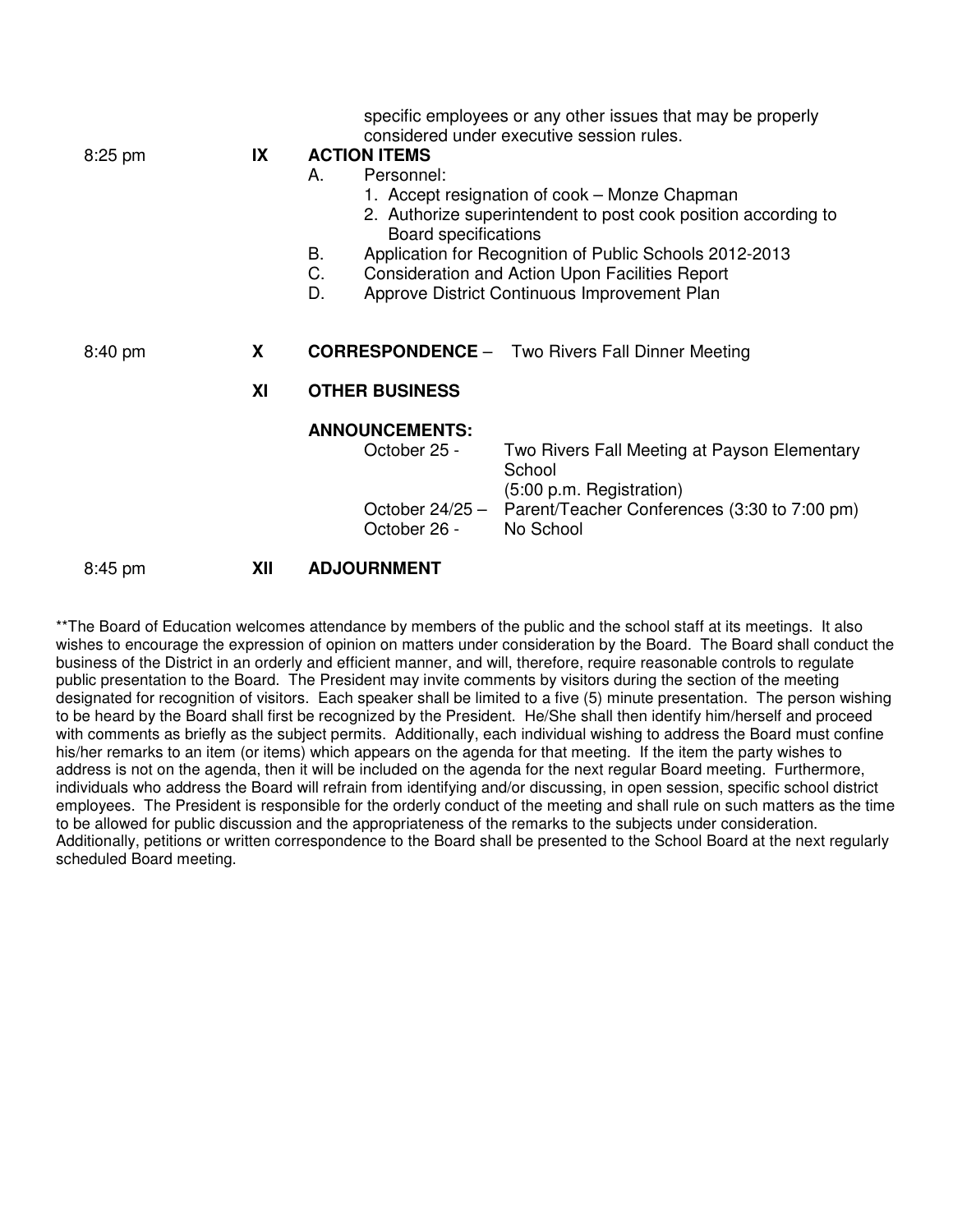specific employees or any other issues that may be properly considered under executive session rules.

8:25 pm **IX** **ACTION ITEMS**

A. Personnel:
   1. Accept resignation of cook – Monze Chapman
   2. Authorize superintendent to post cook position according to Board specifications

B. Application for Recognition of Public Schools 2012-2013

C. Consideration and Action Upon Facilities Report

D. Approve District Continuous Improvement Plan

8:40 pm **X** **CORRESPONDENCE** – Two Rivers Fall Dinner Meeting

**XI** **OTHER BUSINESS**

**ANNOUNCEMENTS:**

| | |
|---|---|
| October 25 - | Two Rivers Fall Meeting at Payson Elementary School (5:00 p.m. Registration) |
| October 24/25 – | Parent/Teacher Conferences (3:30 to 7:00 pm) |
| October 26 - | No School |

8:45 pm **XII** **ADJOURNMENT**

**The Board of Education welcomes attendance by members of the public and the school staff at its meetings. It also wishes to encourage the expression of opinion on matters under consideration by the Board. The Board shall conduct the business of the District in an orderly and efficient manner, and will, therefore, require reasonable controls to regulate public presentation to the Board. The President may invite comments by visitors during the section of the meeting designated for recognition of visitors. Each speaker shall be limited to a five (5) minute presentation. The person wishing to be heard by the Board shall first be recognized by the President. He/She shall then identify him/herself and proceed with comments as briefly as the subject permits. Additionally, each individual wishing to address the Board must confine his/her remarks to an item (or items) which appears on the agenda for that meeting. If the item the party wishes to address is not on the agenda, then it will be included on the agenda for the next regular Board meeting. Furthermore, individuals who address the Board will refrain from identifying and/or discussing, in open session, specific school district employees. The President is responsible for the orderly conduct of the meeting and shall rule on such matters as the time to be allowed for public discussion and the appropriateness of the remarks to the subjects under consideration. Additionally, petitions or written correspondence to the Board shall be presented to the School Board at the next regularly scheduled Board meeting.